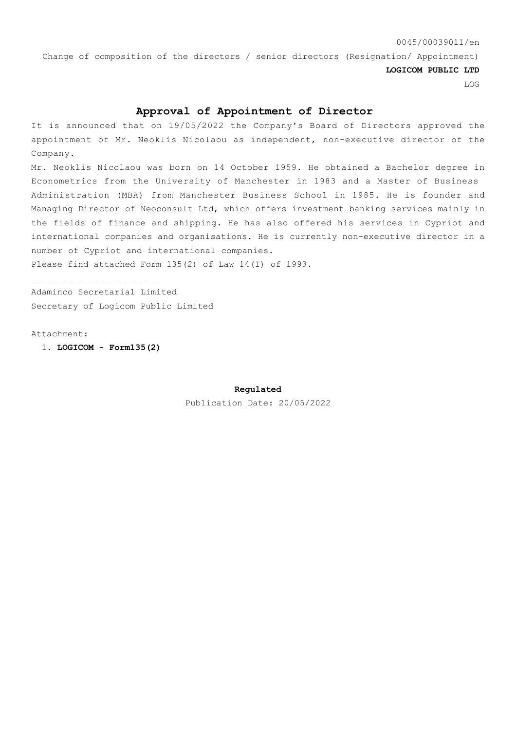0045/00039011/en

Change of composition of the directors / senior directors (Resignation/ Appointment)

**LOGICOM PUBLIC LTD**

LOG

## Approval of Appointment of Director

It is announced that on 19/05/2022 the Company's Board of Directors approved the appointment of Mr. Neoklis Nicolaou as independent, non-executive director of the Company.

Mr. Neoklis Nicolaou was born on 14 October 1959. He obtained a Bachelor degree in Econometrics from the University of Manchester in 1983 and a Master of Business Administration (MBA) from Manchester Business School in 1985. He is founder and Managing Director of Neoconsult Ltd, which offers investment banking services mainly in the fields of finance and shipping. He has also offered his services in Cypriot and international companies and organisations. He is currently non-executive director in a number of Cypriot and international companies.

Please find attached Form 135(2) of Law 14(I) of 1993.

\_\_\_\_\_\_\_\_\_\_\_\_\_\_\_\_\_\_\_\_\_\_\_\_

Adaminco Secretarial Limited

Secretary of Logicom Public Limited

Attachment:

1. **LOGICOM - Form135(2)**

**Regulated**

Publication Date: 20/05/2022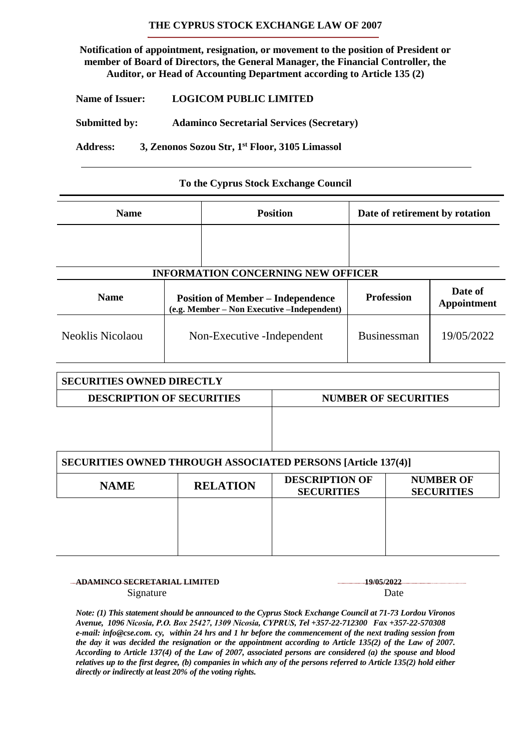**THE CYPRUS STOCK EXCHANGE LAW OF 2007**

**Notification of appointment, resignation, or movement to the position of President or member of Board of Directors, the General Manager, the Financial Controller, the Auditor, or Head of Accounting Department according to Article 135 (2)**

**Name of Issuer:** **LOGICOM PUBLIC LIMITED**

**Submitted by:** **Adaminco Secretarial Services (Secretary)**

**Address:** **3, Zenonos Sozou Str, 1st Floor, 3105 Limassol**

**To the Cyprus Stock Exchange Council**

| Name | Position | Date of retirement by rotation |
|---|---|---|
| | | |

**INFORMATION CONCERNING NEW OFFICER**

| Name | Position of Member – Independence (e.g. Member – Non Executive –Independent) | Profession | Date of Appointment |
|---|---|---|---|
| Neoklis Nicolaou | Non-Executive -Independent | Businessman | 19/05/2022 |

**SECURITIES OWNED DIRECTLY**

| DESCRIPTION OF SECURITIES | NUMBER OF SECURITIES |
|---|---|
| | |

**SECURITIES OWNED THROUGH ASSOCIATED PERSONS [Article 137(4)]**

| NAME | RELATION | DESCRIPTION OF SECURITIES | NUMBER OF SECURITIES |
|---|---|---|---|
| | | | |

ADAMINCO SECRETARIAL LIMITED — Signature

19/05/2022 — Date

*Note: (1) This statement should be announced to the Cyprus Stock Exchange Council at 71-73 Lordou Vironos Avenue, 1096 Nicosia, P.O. Box 25427, 1309 Nicosia, CYPRUS, Tel +357-22-712300 Fax +357-22-570308 e-mail: info@cse.com. cy, within 24 hrs and 1 hr before the commencement of the next trading session from the day it was decided the resignation or the appointment according to Article 135(2) of the Law of 2007. According to Article 137(4) of the Law of 2007, associated persons are considered (a) the spouse and blood relatives up to the first degree, (b) companies in which any of the persons referred to Article 135(2) hold either directly or indirectly at least 20% of the voting rights.*